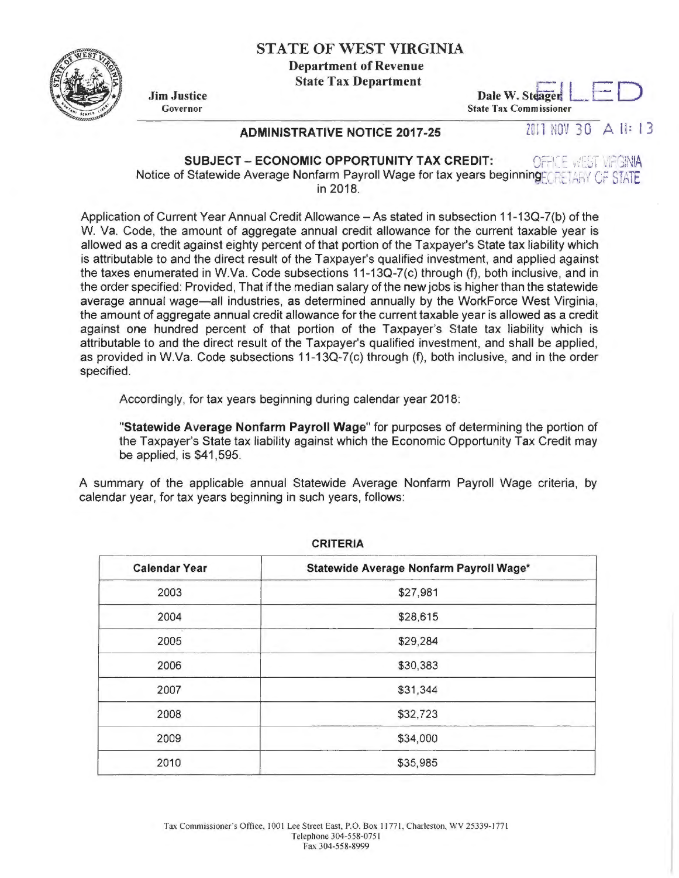# STATE OF WEST VIRGINIA

**Department of Revenue**
**State Tax Department**

**Jim Justice**
Governor

**Dale W. Steager**
State Tax Commissioner

FILED
2017 NOV 30 A 11:13
OFFICE WEST VIRGINIA SECRETARY OF STATE

## ADMINISTRATIVE NOTICE 2017-25

**SUBJECT – ECONOMIC OPPORTUNITY TAX CREDIT:**
Notice of Statewide Average Nonfarm Payroll Wage for tax years beginning in 2018.

Application of Current Year Annual Credit Allowance – As stated in subsection 11-13Q-7(b) of the W. Va. Code, the amount of aggregate annual credit allowance for the current taxable year is allowed as a credit against eighty percent of that portion of the Taxpayer's State tax liability which is attributable to and the direct result of the Taxpayer's qualified investment, and applied against the taxes enumerated in W.Va. Code subsections 11-13Q-7(c) through (f), both inclusive, and in the order specified: Provided, That if the median salary of the new jobs is higher than the statewide average annual wage—all industries, as determined annually by the WorkForce West Virginia, the amount of aggregate annual credit allowance for the current taxable year is allowed as a credit against one hundred percent of that portion of the Taxpayer's State tax liability which is attributable to and the direct result of the Taxpayer's qualified investment, and shall be applied, as provided in W.Va. Code subsections 11-13Q-7(c) through (f), both inclusive, and in the order specified.

Accordingly, for tax years beginning during calendar year 2018:

"**Statewide Average Nonfarm Payroll Wage**" for purposes of determining the portion of the Taxpayer's State tax liability against which the Economic Opportunity Tax Credit may be applied, is $41,595.

A summary of the applicable annual Statewide Average Nonfarm Payroll Wage criteria, by calendar year, for tax years beginning in such years, follows:

**CRITERIA**

| Calendar Year | Statewide Average Nonfarm Payroll Wage* |
|---|---|
| 2003 | $27,981 |
| 2004 | $28,615 |
| 2005 | $29,284 |
| 2006 | $30,383 |
| 2007 | $31,344 |
| 2008 | $32,723 |
| 2009 | $34,000 |
| 2010 | $35,985 |

Tax Commissioner's Office, 1001 Lee Street East, P.O. Box 11771, Charleston, WV 25339-1771
Telephone 304-558-0751
Fax 304-558-8999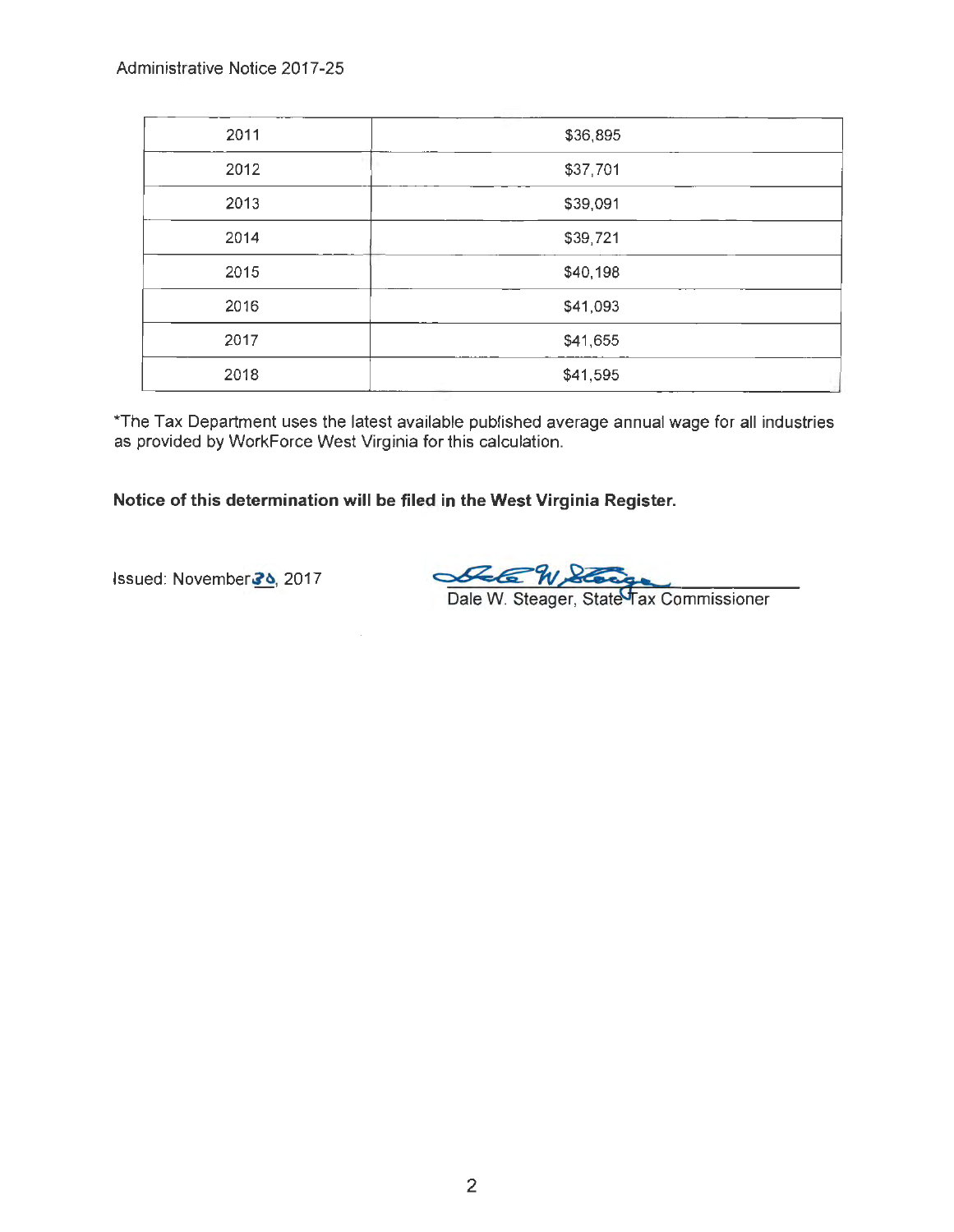Administrative Notice 2017-25

| | |
|---|---|
| 2011 | $36,895 |
| 2012 | $37,701 |
| 2013 | $39,091 |
| 2014 | $39,721 |
| 2015 | $40,198 |
| 2016 | $41,093 |
| 2017 | $41,655 |
| 2018 | $41,595 |

*The Tax Department uses the latest available published average annual wage for all industries as provided by WorkForce West Virginia for this calculation.

**Notice of this determination will be filed in the West Virginia Register.**

Issued: November 30, 2017

Dale W. Steager, State Tax Commissioner